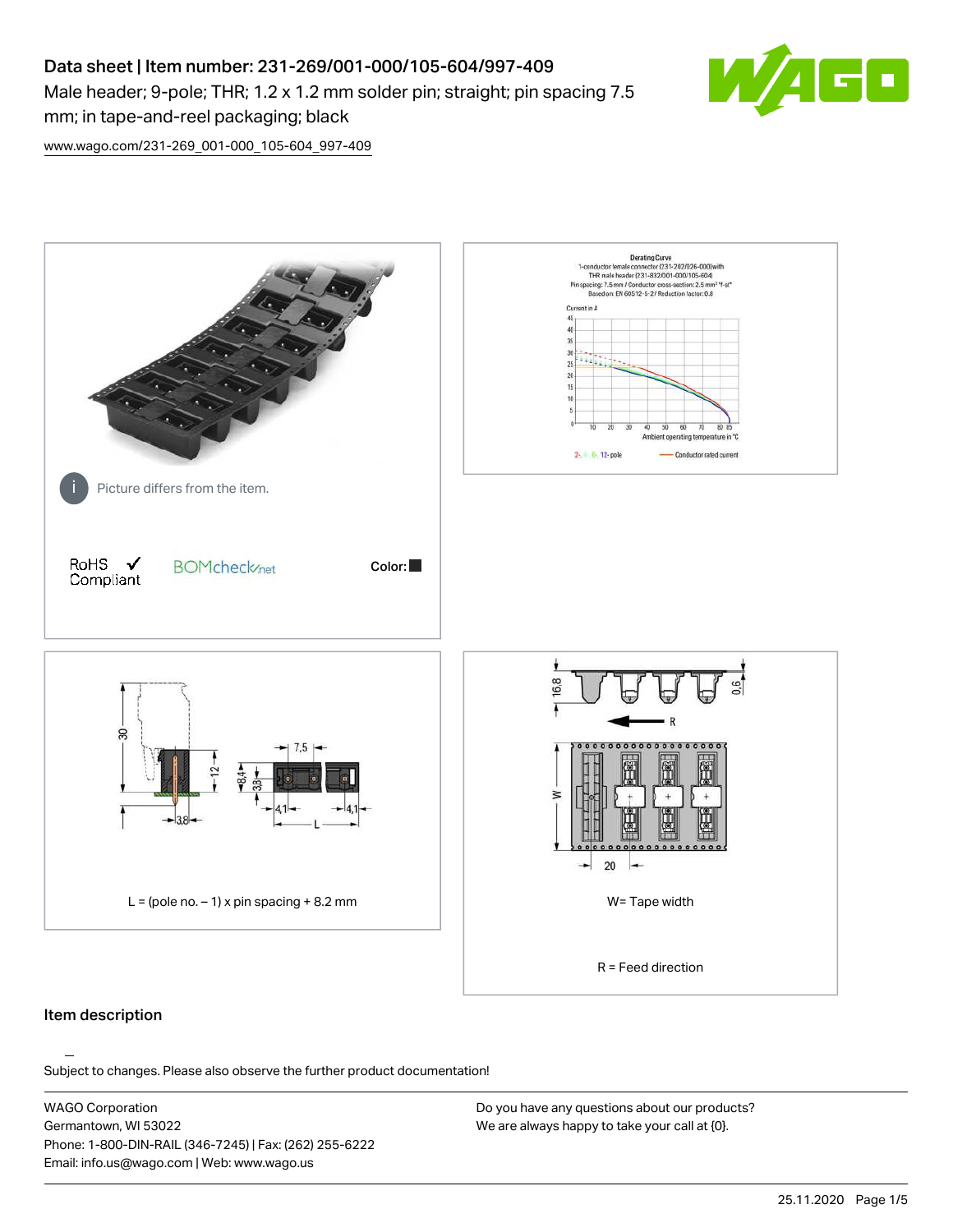# Data sheet | Item number: 231-269/001-000/105-604/997-409

Male header; 9-pole; THR; 1.2 x 1.2 mm solder pin; straight; pin spacing 7.5 mm; in tape-and-reel packaging; black

www.wago.com/231-269_001-000_105-604_997-409

Picture differs from the item.

RoHS Compliant ✓ BOMcheck.net Color: ■

Derating Curve
1-conductor female connector (231-202/026-000) with THR male header (231-832/001-000/105-604)
Pin spacing: 7.5 mm / Conductor cross-section: 2.5 mm² "f-st"
Based on: EN 60512-5-2 / Reduction factor: 0.8

Current in A

Ambient operating temperature in °C

2-, 4-, 8-, 12-pole — Conductor rated current

L = (pole no. – 1) x pin spacing + 8.2 mm

W= Tape width

R = Feed direction

## Item description

Subject to changes. Please also observe the further product documentation!

WAGO Corporation
Germantown, WI 53022
Phone: 1-800-DIN-RAIL (346-7245) | Fax: (262) 255-6222
Email: info.us@wago.com | Web: www.wago.us

Do you have any questions about our products?
We are always happy to take your call at {0}.

25.11.2020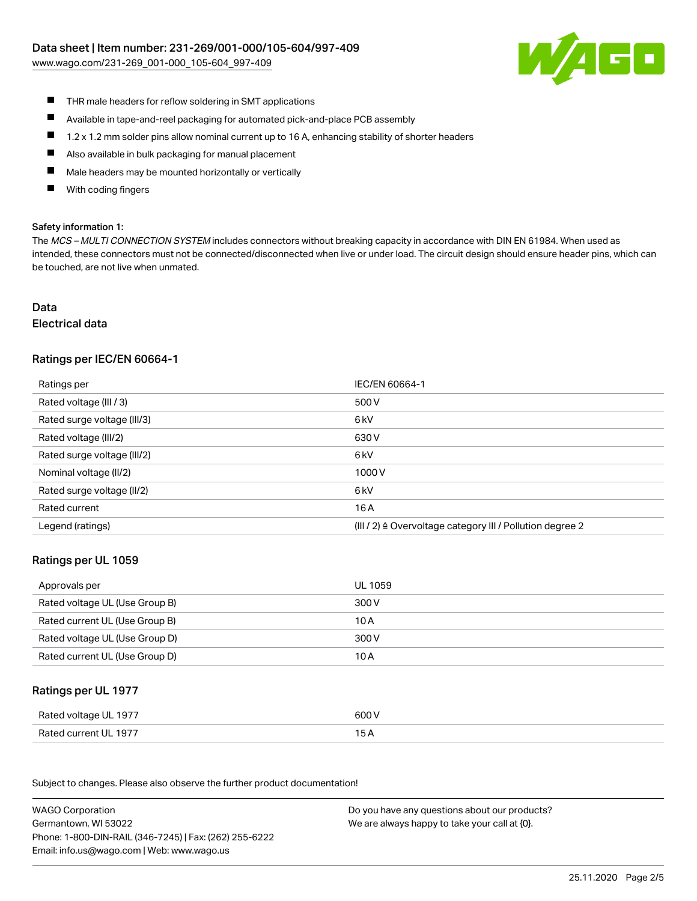- THR male headers for reflow soldering in SMT applications
- Available in tape-and-reel packaging for automated pick-and-place PCB assembly
- 1.2 x 1.2 mm solder pins allow nominal current up to 16 A, enhancing stability of shorter headers
- Also available in bulk packaging for manual placement
- Male headers may be mounted horizontally or vertically
- With coding fingers

Safety information 1:

The *MCS – MULTI CONNECTION SYSTEM* includes connectors without breaking capacity in accordance with DIN EN 61984. When used as intended, these connectors must not be connected/disconnected when live or under load. The circuit design should ensure header pins, which can be touched, are not live when unmated.

# Data

## Electrical data

### Ratings per IEC/EN 60664-1

| Ratings per | IEC/EN 60664-1 |
|---|---|
| Rated voltage (III / 3) | 500 V |
| Rated surge voltage (III/3) | 6 kV |
| Rated voltage (III/2) | 630 V |
| Rated surge voltage (III/2) | 6 kV |
| Nominal voltage (II/2) | 1000 V |
| Rated surge voltage (II/2) | 6 kV |
| Rated current | 16 A |
| Legend (ratings) | (III / 2) ≙ Overvoltage category III / Pollution degree 2 |

### Ratings per UL 1059

| Approvals per | UL 1059 |
|---|---|
| Rated voltage UL (Use Group B) | 300 V |
| Rated current UL (Use Group B) | 10 A |
| Rated voltage UL (Use Group D) | 300 V |
| Rated current UL (Use Group D) | 10 A |

### Ratings per UL 1977

| Rated voltage UL 1977 | 600 V |
|---|---|
| Rated current UL 1977 | 15 A |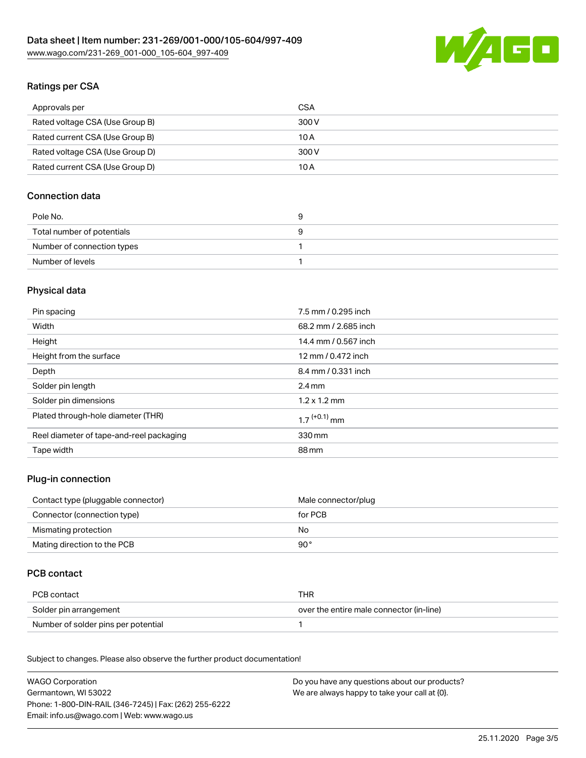## Ratings per CSA

| Approvals per | CSA |
|---|---|
| Rated voltage CSA (Use Group B) | 300 V |
| Rated current CSA (Use Group B) | 10 A |
| Rated voltage CSA (Use Group D) | 300 V |
| Rated current CSA (Use Group D) | 10 A |

## Connection data

| Pole No. | 9 |
|---|---|
| Total number of potentials | 9 |
| Number of connection types | 1 |
| Number of levels | 1 |

## Physical data

| Pin spacing | 7.5 mm / 0.295 inch |
|---|---|
| Width | 68.2 mm / 2.685 inch |
| Height | 14.4 mm / 0.567 inch |
| Height from the surface | 12 mm / 0.472 inch |
| Depth | 8.4 mm / 0.331 inch |
| Solder pin length | 2.4 mm |
| Solder pin dimensions | 1.2 x 1.2 mm |
| Plated through-hole diameter (THR) | $1.7^{(+0.1)}$ mm |
| Reel diameter of tape-and-reel packaging | 330 mm |
| Tape width | 88 mm |

## Plug-in connection

| Contact type (pluggable connector) | Male connector/plug |
|---|---|
| Connector (connection type) | for PCB |
| Mismating protection | No |
| Mating direction to the PCB | 90 ° |

## PCB contact

| PCB contact | THR |
|---|---|
| Solder pin arrangement | over the entire male connector (in-line) |
| Number of solder pins per potential | 1 |

Subject to changes. Please also observe the further product documentation!

WAGO Corporation
Germantown, WI 53022
Phone: 1-800-DIN-RAIL (346-7245) | Fax: (262) 255-6222
Email: info.us@wago.com | Web: www.wago.us

Do you have any questions about our products?
We are always happy to take your call at {0}.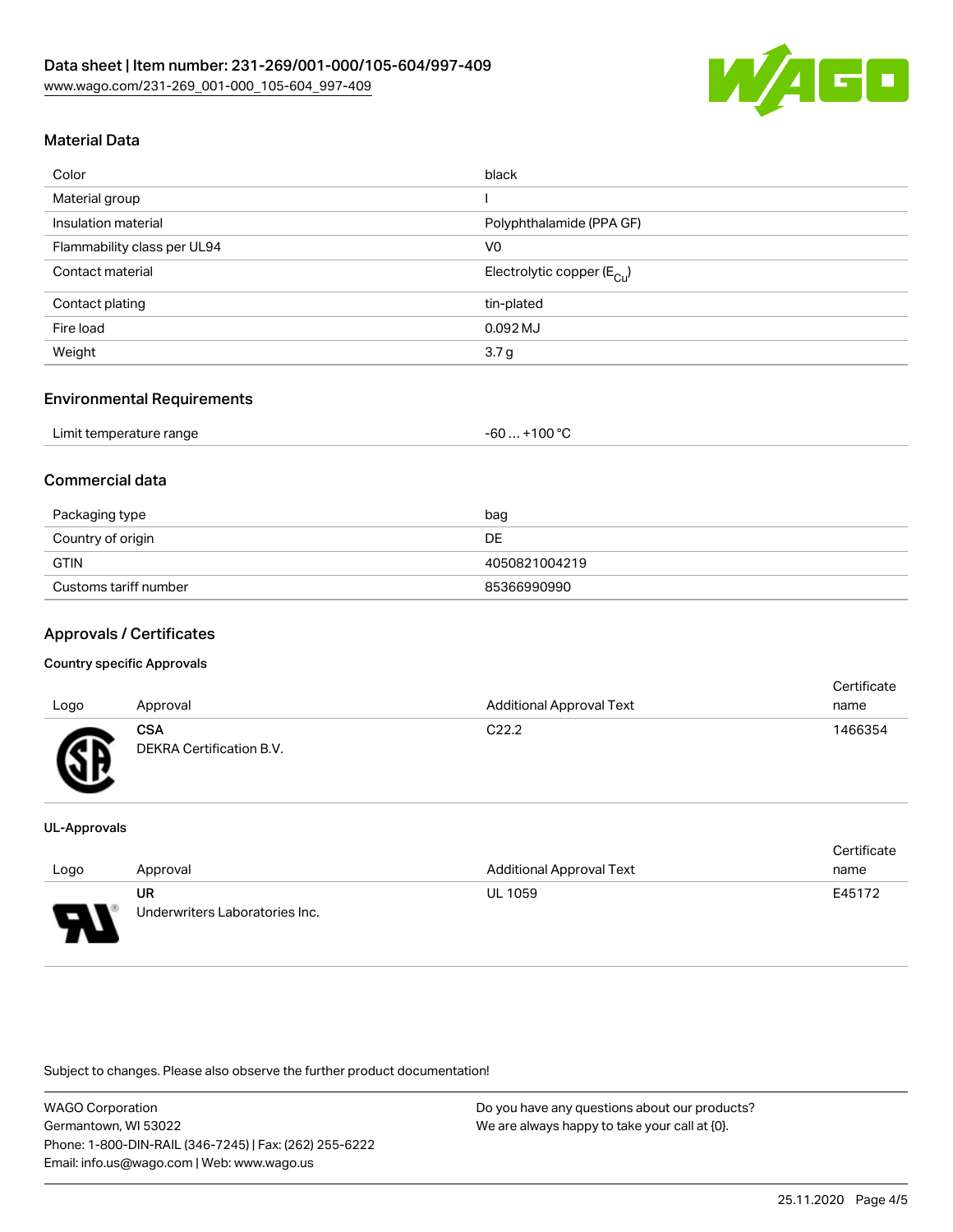## Material Data

| | |
|---|---|
| Color | black |
| Material group | I |
| Insulation material | Polyphthalamide (PPA GF) |
| Flammability class per UL94 | V0 |
| Contact material | Electrolytic copper ($E_{Cu}$) |
| Contact plating | tin-plated |
| Fire load | 0.092 MJ |
| Weight | 3.7 g |

## Environmental Requirements

| | |
|---|---|
| Limit temperature range | -60 … +100 °C |

## Commercial data

| | |
|---|---|
| Packaging type | bag |
| Country of origin | DE |
| GTIN | 4050821004219 |
| Customs tariff number | 85366990990 |

## Approvals / Certificates

### Country specific Approvals

| Logo | Approval | Additional Approval Text | Certificate name |
|---|---|---|---|
| | **CSA** DEKRA Certification B.V. | C22.2 | 1466354 |

### UL-Approvals

| Logo | Approval | Additional Approval Text | Certificate name |
|---|---|---|---|
| | **UR** Underwriters Laboratories Inc. | UL 1059 | E45172 |

Subject to changes. Please also observe the further product documentation!

WAGO Corporation
Germantown, WI 53022
Phone: 1-800-DIN-RAIL (346-7245) | Fax: (262) 255-6222
Email: info.us@wago.com | Web: www.wago.us

Do you have any questions about our products?
We are always happy to take your call at {0}.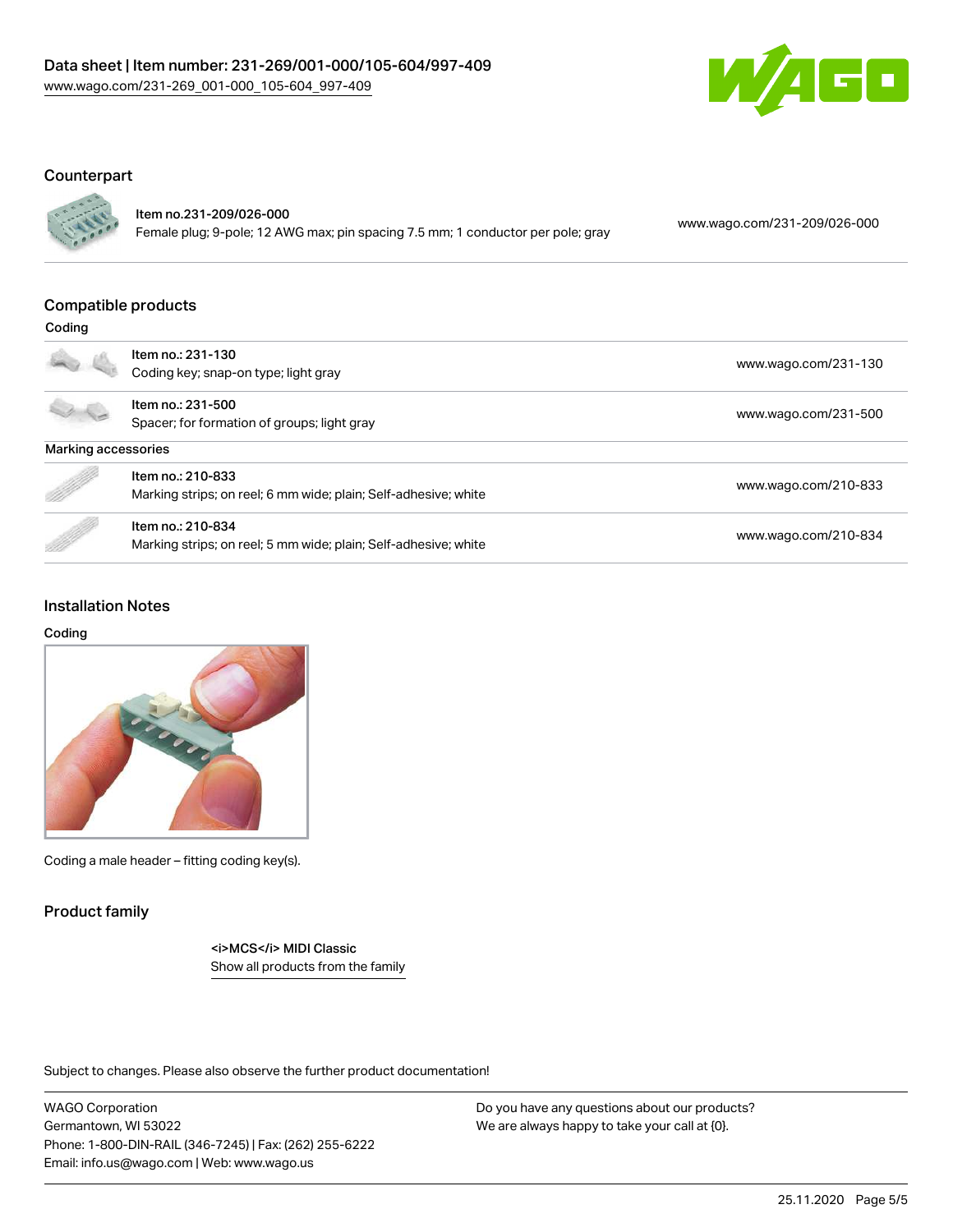## Counterpart

| | | |
|---|---|---|
| | Item no.231-209/026-000<br>Female plug; 9-pole; 12 AWG max; pin spacing 7.5 mm; 1 conductor per pole; gray | www.wago.com/231-209/026-000 |

## Compatible products

Coding

| | | |
|---|---|---|
| | Item no.: 231-130<br>Coding key; snap-on type; light gray | www.wago.com/231-130 |
| | Item no.: 231-500<br>Spacer; for formation of groups; light gray | www.wago.com/231-500 |

Marking accessories

| | | |
|---|---|---|
| | Item no.: 210-833<br>Marking strips; on reel; 6 mm wide; plain; Self-adhesive; white | www.wago.com/210-833 |
| | Item no.: 210-834<br>Marking strips; on reel; 5 mm wide; plain; Self-adhesive; white | www.wago.com/210-834 |

## Installation Notes

Coding

Coding a male header – fitting coding key(s).

## Product family

<i>MCS</i> MIDI Classic
Show all products from the family

Subject to changes. Please also observe the further product documentation!

WAGO Corporation
Germantown, WI 53022
Phone: 1-800-DIN-RAIL (346-7245) | Fax: (262) 255-6222
Email: info.us@wago.com | Web: www.wago.us

Do you have any questions about our products?
We are always happy to take your call at {0}.